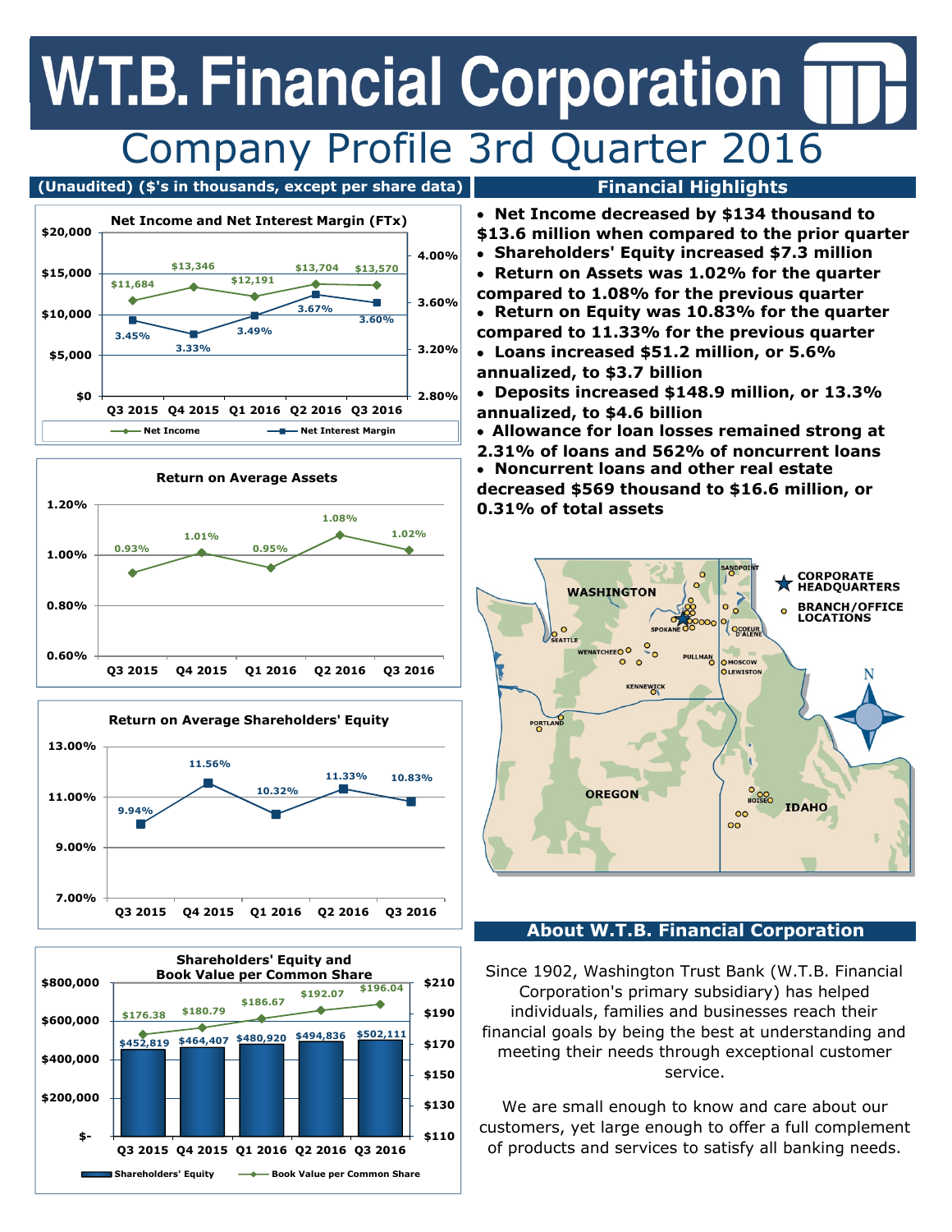# W.T.B. Financial Corporation

## Company Profile 3rd Quarter 2016

**(Unaudited) ($'s in thousands, except per share data)**

### Net Income and Net Interest Margin (FTx)

| | Q3 2015 | Q4 2015 | Q1 2016 | Q2 2016 | Q3 2016 |
|---|---|---|---|---|---|
| Net Income | $11,684 | $13,346 | $12,191 | $13,704 | $13,570 |
| Net Interest Margin | 3.45% | 3.33% | 3.49% | 3.67% | 3.60% |

### Return on Average Assets

| Q3 2015 | Q4 2015 | Q1 2016 | Q2 2016 | Q3 2016 |
|---|---|---|---|---|
| 0.93% | 1.01% | 0.95% | 1.08% | 1.02% |

### Return on Average Shareholders' Equity

| Q3 2015 | Q4 2015 | Q1 2016 | Q2 2016 | Q3 2016 |
|---|---|---|---|---|
| 9.94% | 11.56% | 10.32% | 11.33% | 10.83% |

### Shareholders' Equity and Book Value per Common Share

| | Q3 2015 | Q4 2015 | Q1 2016 | Q2 2016 | Q3 2016 |
|---|---|---|---|---|---|
| Shareholders' Equity | $452,819 | $464,407 | $480,920 | $494,836 | $502,111 |
| Book Value per Common Share | $176.38 | $180.79 | $186.67 | $192.07 | $196.04 |

## Financial Highlights

- **Net Income decreased by $134 thousand to $13.6 million when compared to the prior quarter**
- **Shareholders' Equity increased $7.3 million**
- **Return on Assets was 1.02% for the quarter compared to 1.08% for the previous quarter**
- **Return on Equity was 10.83% for the quarter compared to 11.33% for the previous quarter**
- **Loans increased $51.2 million, or 5.6% annualized, to $3.7 billion**
- **Deposits increased $148.9 million, or 13.3% annualized, to $4.6 billion**
- **Allowance for loan losses remained strong at 2.31% of loans and 562% of noncurrent loans**
- **Noncurrent loans and other real estate decreased $569 thousand to $16.6 million, or 0.31% of total assets**

## About W.T.B. Financial Corporation

Since 1902, Washington Trust Bank (W.T.B. Financial Corporation's primary subsidiary) has helped individuals, families and businesses reach their financial goals by being the best at understanding and meeting their needs through exceptional customer service.

We are small enough to know and care about our customers, yet large enough to offer a full complement of products and services to satisfy all banking needs.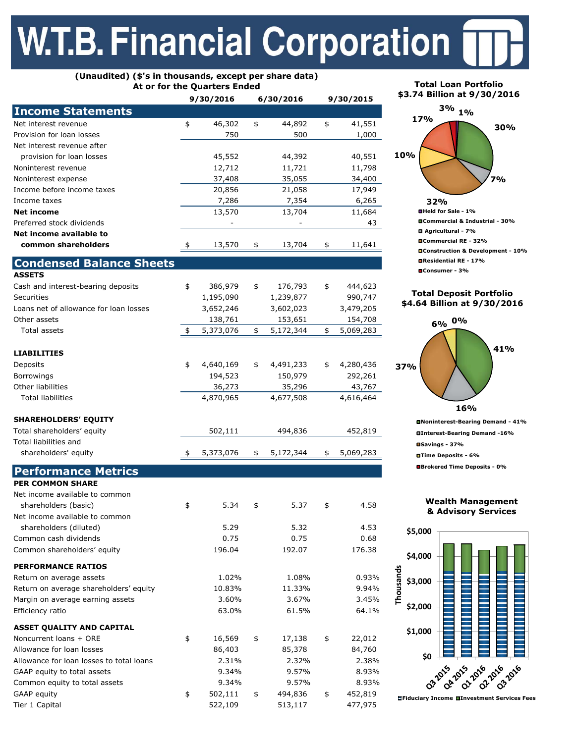# W.T.B. Financial Corporation

**(Unaudited) ($'s in thousands, except per share data)**
**At or for the Quarters Ended**

| | 9/30/2016 | 6/30/2016 | 9/30/2015 |
|---|---|---|---|
| **Income Statements** | | | |
| Net interest revenue | $ 46,302 | $ 44,892 | $ 41,551 |
| Provision for loan losses | 750 | 500 | 1,000 |
| Net interest revenue after provision for loan losses | 45,552 | 44,392 | 40,551 |
| Noninterest revenue | 12,712 | 11,721 | 11,798 |
| Noninterest expense | 37,408 | 35,055 | 34,400 |
| Income before income taxes | 20,856 | 21,058 | 17,949 |
| Income taxes | 7,286 | 7,354 | 6,265 |
| **Net income** | 13,570 | 13,704 | 11,684 |
| Preferred stock dividends | - | - | 43 |
| **Net income available to common shareholders** | $ 13,570 | $ 13,704 | $ 11,641 |
| **Condensed Balance Sheets** | | | |
| **ASSETS** | | | |
| Cash and interest-bearing deposits | $ 386,979 | $ 176,793 | $ 444,623 |
| Securities | 1,195,090 | 1,239,877 | 990,747 |
| Loans net of allowance for loan losses | 3,652,246 | 3,602,023 | 3,479,205 |
| Other assets | 138,761 | 153,651 | 154,708 |
| Total assets | $ 5,373,076 | $ 5,172,344 | $ 5,069,283 |
| **LIABILITIES** | | | |
| Deposits | $ 4,640,169 | $ 4,491,233 | $ 4,280,436 |
| Borrowings | 194,523 | 150,979 | 292,261 |
| Other liabilities | 36,273 | 35,296 | 43,767 |
| Total liabilities | 4,870,965 | 4,677,508 | 4,616,464 |
| **SHAREHOLDERS' EQUITY** | | | |
| Total shareholders' equity | 502,111 | 494,836 | 452,819 |
| Total liabilities and shareholders' equity | $ 5,373,076 | $ 5,172,344 | $ 5,069,283 |
| **Performance Metrics** | | | |
| **PER COMMON SHARE** | | | |
| Net income available to common shareholders (basic) | $ 5.34 | $ 5.37 | $ 4.58 |
| Net income available to common shareholders (diluted) | 5.29 | 5.32 | 4.53 |
| Common cash dividends | 0.75 | 0.75 | 0.68 |
| Common shareholders' equity | 196.04 | 192.07 | 176.38 |
| **PERFORMANCE RATIOS** | | | |
| Return on average assets | 1.02% | 1.08% | 0.93% |
| Return on average shareholders' equity | 10.83% | 11.33% | 9.94% |
| Margin on average earning assets | 3.60% | 3.67% | 3.45% |
| Efficiency ratio | 63.0% | 61.5% | 64.1% |
| **ASSET QUALITY AND CAPITAL** | | | |
| Noncurrent loans + ORE | $ 16,569 | $ 17,138 | $ 22,012 |
| Allowance for loan losses | 86,403 | 85,378 | 84,760 |
| Allowance for loan losses to total loans | 2.31% | 2.32% | 2.38% |
| GAAP equity to total assets | 9.34% | 9.57% | 8.93% |
| Common equity to total assets | 9.34% | 9.57% | 8.93% |
| GAAP equity | $ 502,111 | $ 494,836 | $ 452,819 |
| Tier 1 Capital | 522,109 | 513,117 | 477,975 |

**Total Loan Portfolio**
**$3.74 Billion at 9/30/2016**

3%
1%
30%
7%
32%
10%
17%

Held for Sale - 1%
Commercial & Industrial - 30%
Agricultural - 7%
Commercial RE - 32%
Construction & Development - 10%
Residential RE - 17%
Consumer - 3%

**Total Deposit Portfolio**
**$4.64 Billion at 9/30/2016**

6%
0%
41%
16%
37%

Noninterest-Bearing Demand - 41%
Interest-Bearing Demand -16%
Savings - 37%
Time Deposits - 6%
Brokered Time Deposits - 0%

**Wealth Management & Advisory Services**

$5,000
$4,000
$3,000
$2,000
$1,000
$0
Thousands
Q3 2015
Q4 2015
Q1 2016
Q2 2016
Q3 2016

Fiduciary Income
Investment Services Fees